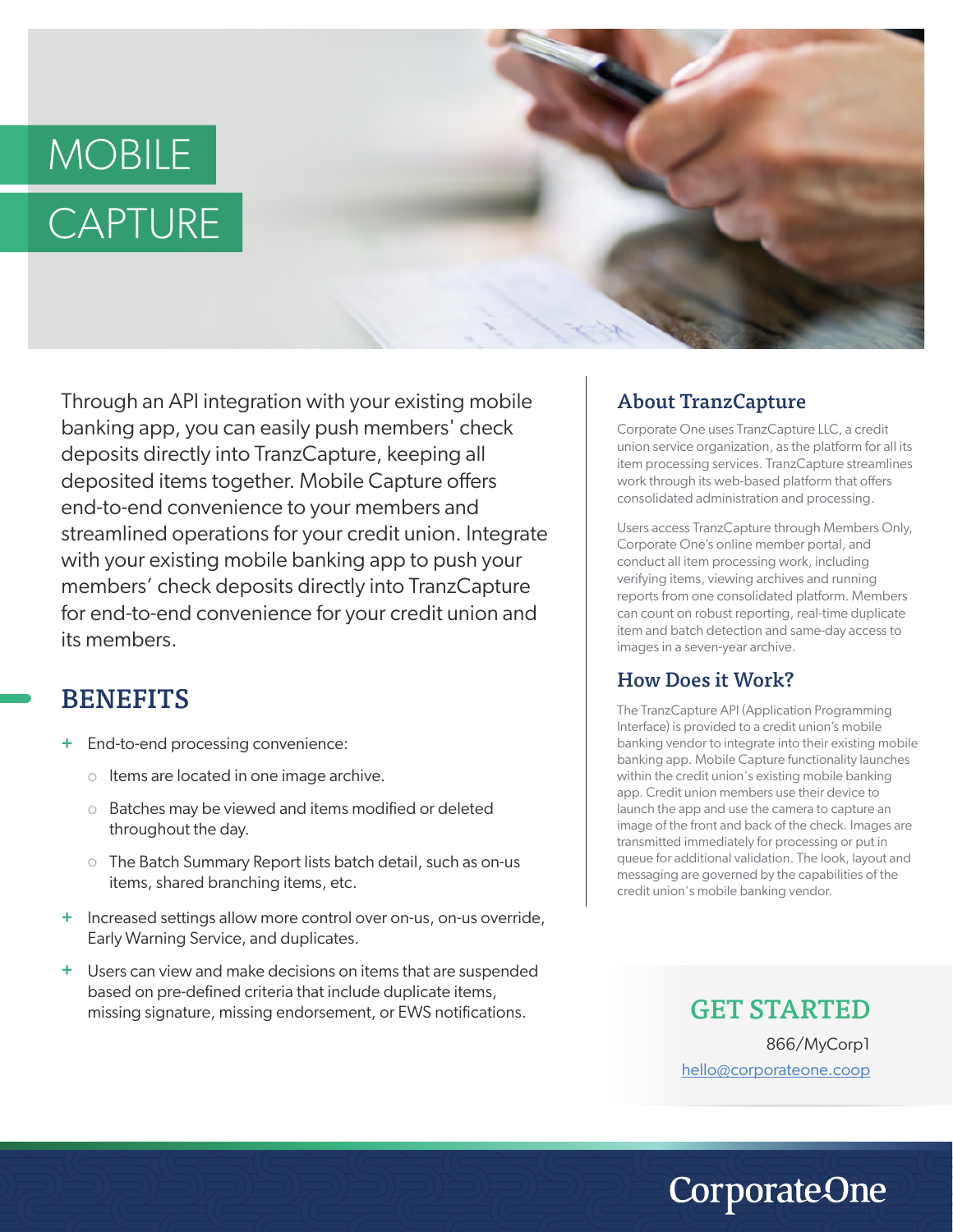# MOBILE CAPTURE

Through an API integration with your existing mobile banking app, you can easily push members' check deposits directly into TranzCapture, keeping all deposited items together. Mobile Capture offers end-to-end convenience to your members and streamlined operations for your credit union. Integrate with your existing mobile banking app to push your members' check deposits directly into TranzCapture for end-to-end convenience for your credit union and its members.

## BENEFITS

- End-to-end processing convenience:
  - Items are located in one image archive.
  - Batches may be viewed and items modified or deleted throughout the day.
  - The Batch Summary Report lists batch detail, such as on-us items, shared branching items, etc.
- Increased settings allow more control over on-us, on-us override, Early Warning Service, and duplicates.
- Users can view and make decisions on items that are suspended based on pre-defined criteria that include duplicate items, missing signature, missing endorsement, or EWS notifications.

## About TranzCapture

Corporate One uses TranzCapture LLC, a credit union service organization, as the platform for all its item processing services. TranzCapture streamlines work through its web-based platform that offers consolidated administration and processing.

Users access TranzCapture through Members Only, Corporate One's online member portal, and conduct all item processing work, including verifying items, viewing archives and running reports from one consolidated platform. Members can count on robust reporting, real-time duplicate item and batch detection and same-day access to images in a seven-year archive.

## How Does it Work?

The TranzCapture API (Application Programming Interface) is provided to a credit union's mobile banking vendor to integrate into their existing mobile banking app. Mobile Capture functionality launches within the credit union's existing mobile banking app. Credit union members use their device to launch the app and use the camera to capture an image of the front and back of the check. Images are transmitted immediately for processing or put in queue for additional validation. The look, layout and messaging are governed by the capabilities of the credit union's mobile banking vendor.

## GET STARTED

866/MyCorp1

hello@corporateone.coop

CorporateOne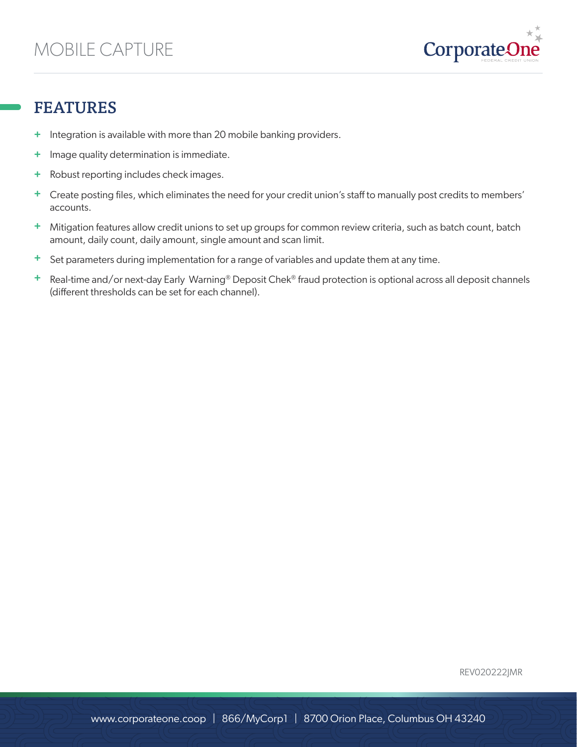## FEATURES

- Integration is available with more than 20 mobile banking providers.
- Image quality determination is immediate.
- Robust reporting includes check images.
- Create posting files, which eliminates the need for your credit union's staff to manually post credits to members' accounts.
- Mitigation features allow credit unions to set up groups for common review criteria, such as batch count, batch amount, daily count, daily amount, single amount and scan limit.
- Set parameters during implementation for a range of variables and update them at any time.
- Real-time and/or next-day Early Warning® Deposit Chek® fraud protection is optional across all deposit channels (different thresholds can be set for each channel).

REV020222JMR